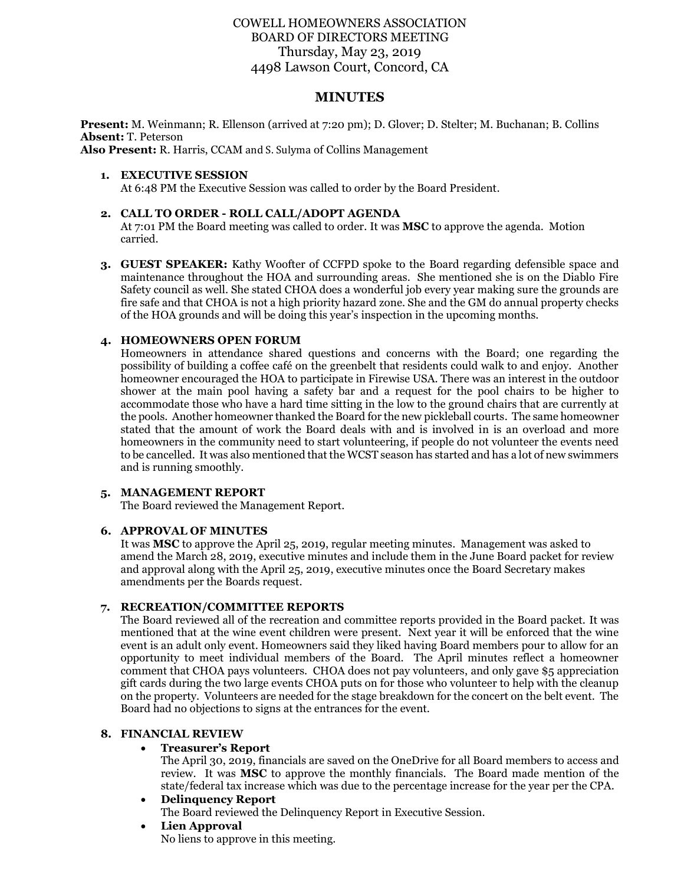# COWELL HOMEOWNERS ASSOCIATION
# BOARD OF DIRECTORS MEETING
Thursday, May 23, 2019
4498 Lawson Court, Concord, CA

## MINUTES

**Present:** M. Weinmann; R. Ellenson (arrived at 7:20 pm); D. Glover; D. Stelter; M. Buchanan; B. Collins
**Absent:** T. Peterson
**Also Present:** R. Harris, CCAM and S. Sulyma of Collins Management

1. **EXECUTIVE SESSION**
   At 6:48 PM the Executive Session was called to order by the Board President.

2. **CALL TO ORDER - ROLL CALL/ADOPT AGENDA**
   At 7:01 PM the Board meeting was called to order. It was **MSC** to approve the agenda. Motion carried.

3. **GUEST SPEAKER:** Kathy Woofter of CCFPD spoke to the Board regarding defensible space and maintenance throughout the HOA and surrounding areas. She mentioned she is on the Diablo Fire Safety council as well. She stated CHOA does a wonderful job every year making sure the grounds are fire safe and that CHOA is not a high priority hazard zone. She and the GM do annual property checks of the HOA grounds and will be doing this year's inspection in the upcoming months.

4. **HOMEOWNERS OPEN FORUM**
   Homeowners in attendance shared questions and concerns with the Board; one regarding the possibility of building a coffee café on the greenbelt that residents could walk to and enjoy. Another homeowner encouraged the HOA to participate in Firewise USA. There was an interest in the outdoor shower at the main pool having a safety bar and a request for the pool chairs to be higher to accommodate those who have a hard time sitting in the low to the ground chairs that are currently at the pools. Another homeowner thanked the Board for the new pickleball courts. The same homeowner stated that the amount of work the Board deals with and is involved in is an overload and more homeowners in the community need to start volunteering, if people do not volunteer the events need to be cancelled. It was also mentioned that the WCST season has started and has a lot of new swimmers and is running smoothly.

5. **MANAGEMENT REPORT**
   The Board reviewed the Management Report.

6. **APPROVAL OF MINUTES**
   It was **MSC** to approve the April 25, 2019, regular meeting minutes. Management was asked to amend the March 28, 2019, executive minutes and include them in the June Board packet for review and approval along with the April 25, 2019, executive minutes once the Board Secretary makes amendments per the Boards request.

7. **RECREATION/COMMITTEE REPORTS**
   The Board reviewed all of the recreation and committee reports provided in the Board packet. It was mentioned that at the wine event children were present. Next year it will be enforced that the wine event is an adult only event. Homeowners said they liked having Board members pour to allow for an opportunity to meet individual members of the Board. The April minutes reflect a homeowner comment that CHOA pays volunteers. CHOA does not pay volunteers, and only gave $5 appreciation gift cards during the two large events CHOA puts on for those who volunteer to help with the cleanup on the property. Volunteers are needed for the stage breakdown for the concert on the belt event. The Board had no objections to signs at the entrances for the event.

8. **FINANCIAL REVIEW**
   - **Treasurer's Report**
     The April 30, 2019, financials are saved on the OneDrive for all Board members to access and review. It was **MSC** to approve the monthly financials. The Board made mention of the state/federal tax increase which was due to the percentage increase for the year per the CPA.
   - **Delinquency Report**
     The Board reviewed the Delinquency Report in Executive Session.
   - **Lien Approval**
     No liens to approve in this meeting.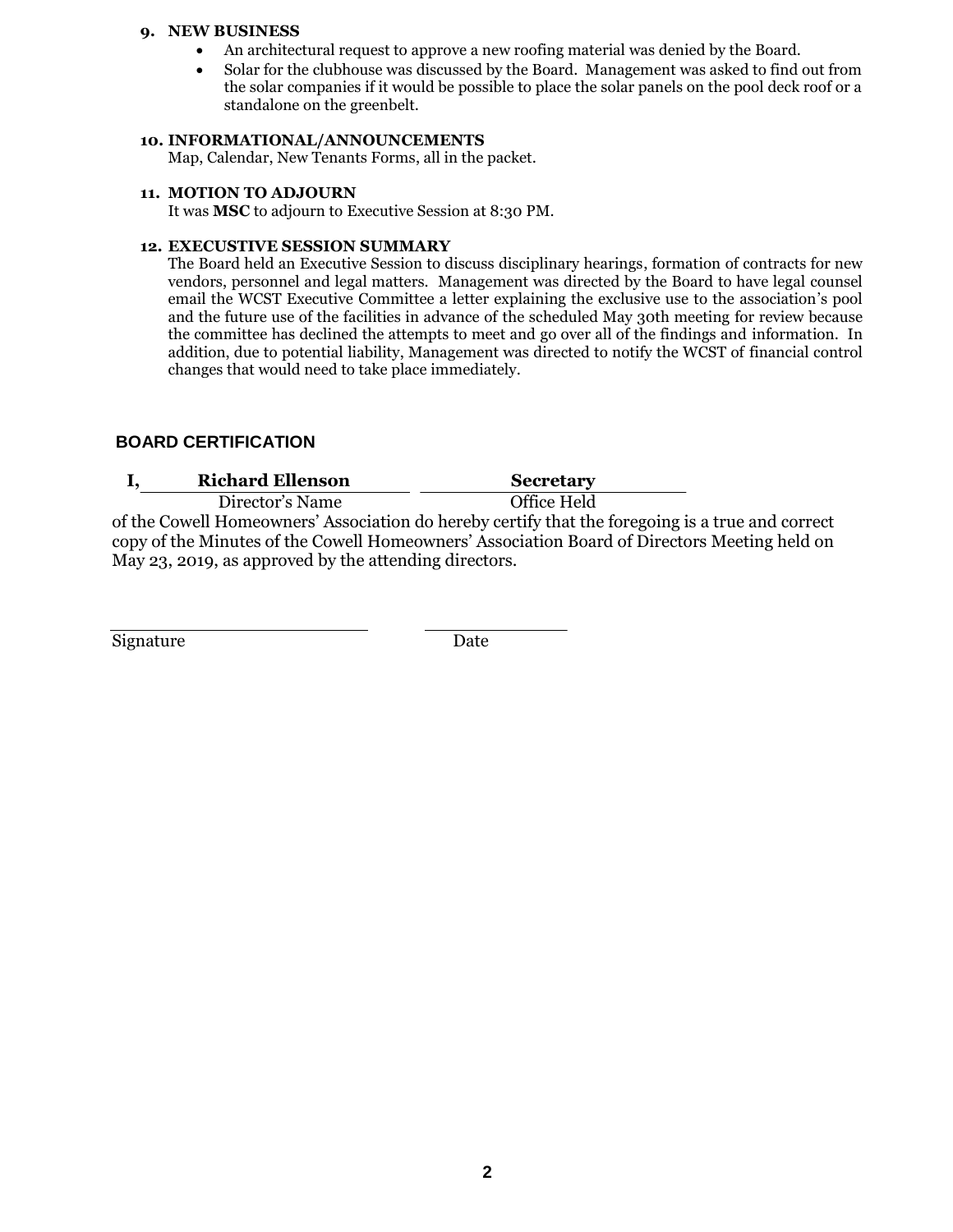**9. NEW BUSINESS**

- An architectural request to approve a new roofing material was denied by the Board.
- Solar for the clubhouse was discussed by the Board. Management was asked to find out from the solar companies if it would be possible to place the solar panels on the pool deck roof or a standalone on the greenbelt.

**10. INFORMATIONAL/ANNOUNCEMENTS**

Map, Calendar, New Tenants Forms, all in the packet.

**11. MOTION TO ADJOURN**

It was **MSC** to adjourn to Executive Session at 8:30 PM.

**12. EXECUTIVE SESSION SUMMARY**

The Board held an Executive Session to discuss disciplinary hearings, formation of contracts for new vendors, personnel and legal matters. Management was directed by the Board to have legal counsel email the WCST Executive Committee a letter explaining the exclusive use to the association's pool and the future use of the facilities in advance of the scheduled May 30th meeting for review because the committee has declined the attempts to meet and go over all of the findings and information. In addition, due to potential liability, Management was directed to notify the WCST of financial control changes that would need to take place immediately.

## BOARD CERTIFICATION

I, **Richard Ellenson** (Director's Name) **Secretary** (Office Held)

of the Cowell Homeowners' Association do hereby certify that the foregoing is a true and correct copy of the Minutes of the Cowell Homeowners' Association Board of Directors Meeting held on May 23, 2019, as approved by the attending directors.

\_\_\_\_\_\_\_\_\_\_\_\_\_\_\_\_\_\_\_\_\_\_\_\_ \_\_\_\_\_\_\_\_\_\_\_\_\_\_

Signature Date